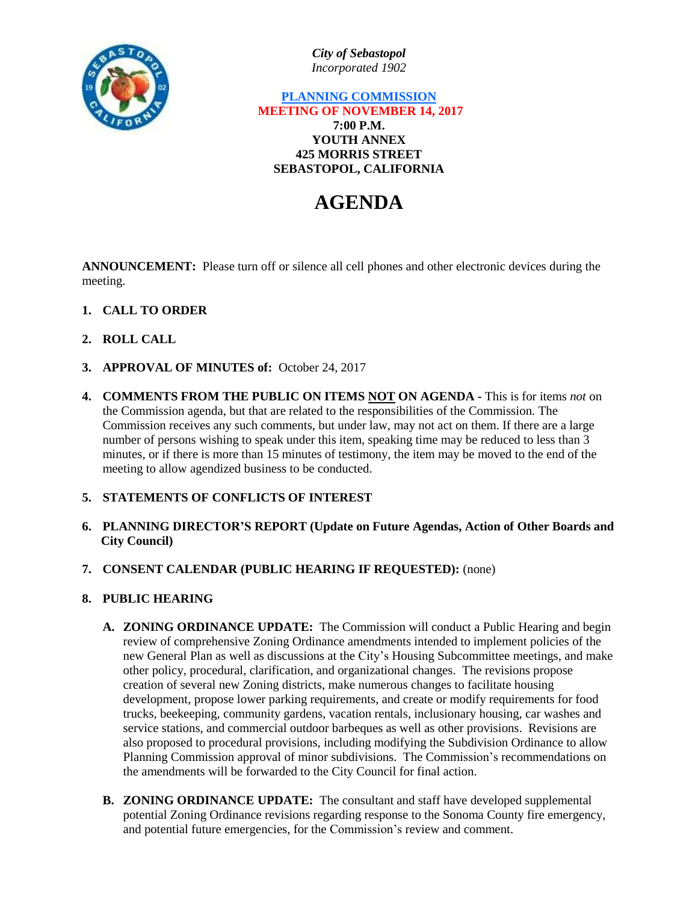*City of Sebastopol*
*Incorporated 1902*

**PLANNING COMMISSION**
**MEETING OF NOVEMBER 14, 2017**
**7:00 P.M.**
**YOUTH ANNEX**
**425 MORRIS STREET**
**SEBASTOPOL, CALIFORNIA**

# AGENDA

**ANNOUNCEMENT:** Please turn off or silence all cell phones and other electronic devices during the meeting.

1. **CALL TO ORDER**

2. **ROLL CALL**

3. **APPROVAL OF MINUTES of:** October 24, 2017

4. **COMMENTS FROM THE PUBLIC ON ITEMS NOT ON AGENDA -** This is for items *not* on the Commission agenda, but that are related to the responsibilities of the Commission. The Commission receives any such comments, but under law, may not act on them. If there are a large number of persons wishing to speak under this item, speaking time may be reduced to less than 3 minutes, or if there is more than 15 minutes of testimony, the item may be moved to the end of the meeting to allow agendized business to be conducted.

5. **STATEMENTS OF CONFLICTS OF INTEREST**

6. **PLANNING DIRECTOR'S REPORT (Update on Future Agendas, Action of Other Boards and City Council)**

7. **CONSENT CALENDAR (PUBLIC HEARING IF REQUESTED):** (none)

8. **PUBLIC HEARING**

   **A. ZONING ORDINANCE UPDATE:** The Commission will conduct a Public Hearing and begin review of comprehensive Zoning Ordinance amendments intended to implement policies of the new General Plan as well as discussions at the City's Housing Subcommittee meetings, and make other policy, procedural, clarification, and organizational changes. The revisions propose creation of several new Zoning districts, make numerous changes to facilitate housing development, propose lower parking requirements, and create or modify requirements for food trucks, beekeeping, community gardens, vacation rentals, inclusionary housing, car washes and service stations, and commercial outdoor barbeques as well as other provisions. Revisions are also proposed to procedural provisions, including modifying the Subdivision Ordinance to allow Planning Commission approval of minor subdivisions. The Commission's recommendations on the amendments will be forwarded to the City Council for final action.

   **B. ZONING ORDINANCE UPDATE:** The consultant and staff have developed supplemental potential Zoning Ordinance revisions regarding response to the Sonoma County fire emergency, and potential future emergencies, for the Commission's review and comment.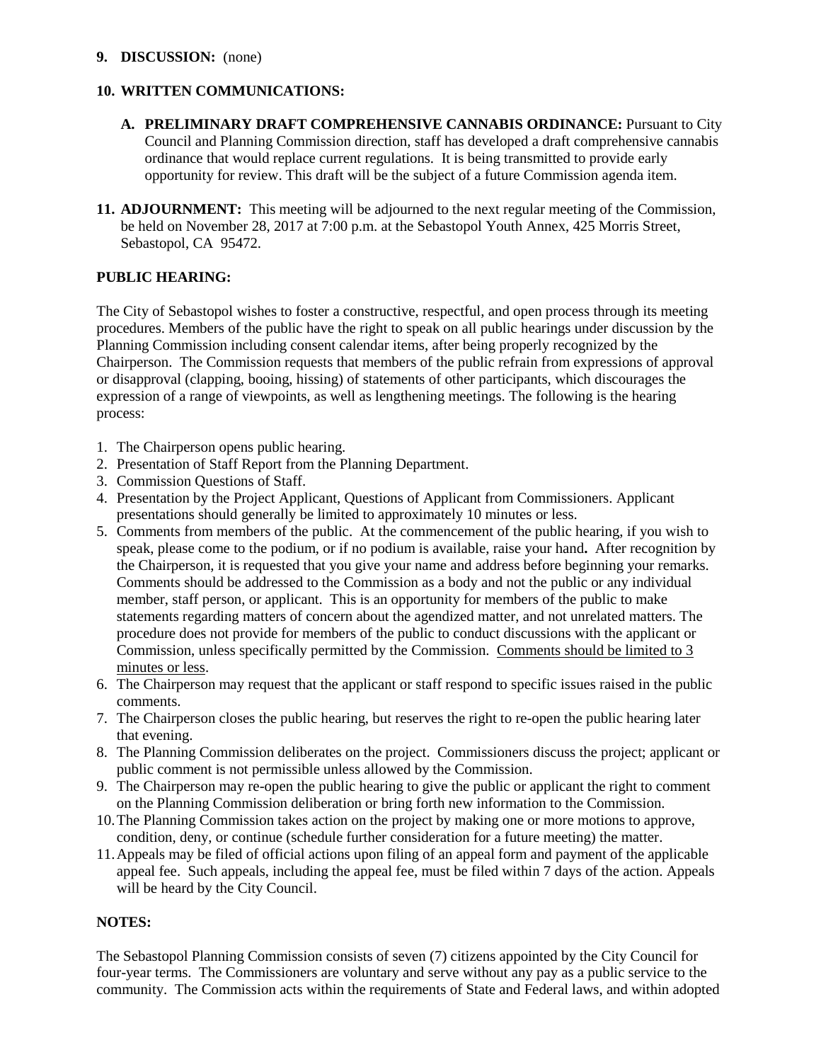**9. DISCUSSION:** (none)

**10. WRITTEN COMMUNICATIONS:**

**A. PRELIMINARY DRAFT COMPREHENSIVE CANNABIS ORDINANCE:** Pursuant to City Council and Planning Commission direction, staff has developed a draft comprehensive cannabis ordinance that would replace current regulations. It is being transmitted to provide early opportunity for review. This draft will be the subject of a future Commission agenda item.

**11. ADJOURNMENT:** This meeting will be adjourned to the next regular meeting of the Commission, be held on November 28, 2017 at 7:00 p.m. at the Sebastopol Youth Annex, 425 Morris Street, Sebastopol, CA 95472.

**PUBLIC HEARING:**

The City of Sebastopol wishes to foster a constructive, respectful, and open process through its meeting procedures. Members of the public have the right to speak on all public hearings under discussion by the Planning Commission including consent calendar items, after being properly recognized by the Chairperson. The Commission requests that members of the public refrain from expressions of approval or disapproval (clapping, booing, hissing) of statements of other participants, which discourages the expression of a range of viewpoints, as well as lengthening meetings. The following is the hearing process:

1. The Chairperson opens public hearing.
2. Presentation of Staff Report from the Planning Department.
3. Commission Questions of Staff.
4. Presentation by the Project Applicant, Questions of Applicant from Commissioners. Applicant presentations should generally be limited to approximately 10 minutes or less.
5. Comments from members of the public. At the commencement of the public hearing, if you wish to speak, please come to the podium, or if no podium is available, raise your hand**.** After recognition by the Chairperson, it is requested that you give your name and address before beginning your remarks. Comments should be addressed to the Commission as a body and not the public or any individual member, staff person, or applicant. This is an opportunity for members of the public to make statements regarding matters of concern about the agendized matter, and not unrelated matters. The procedure does not provide for members of the public to conduct discussions with the applicant or Commission, unless specifically permitted by the Commission. <u>Comments should be limited to 3 minutes or less</u>.
6. The Chairperson may request that the applicant or staff respond to specific issues raised in the public comments.
7. The Chairperson closes the public hearing, but reserves the right to re-open the public hearing later that evening.
8. The Planning Commission deliberates on the project. Commissioners discuss the project; applicant or public comment is not permissible unless allowed by the Commission.
9. The Chairperson may re-open the public hearing to give the public or applicant the right to comment on the Planning Commission deliberation or bring forth new information to the Commission.
10. The Planning Commission takes action on the project by making one or more motions to approve, condition, deny, or continue (schedule further consideration for a future meeting) the matter.
11. Appeals may be filed of official actions upon filing of an appeal form and payment of the applicable appeal fee. Such appeals, including the appeal fee, must be filed within 7 days of the action. Appeals will be heard by the City Council.

**NOTES:**

The Sebastopol Planning Commission consists of seven (7) citizens appointed by the City Council for four-year terms. The Commissioners are voluntary and serve without any pay as a public service to the community. The Commission acts within the requirements of State and Federal laws, and within adopted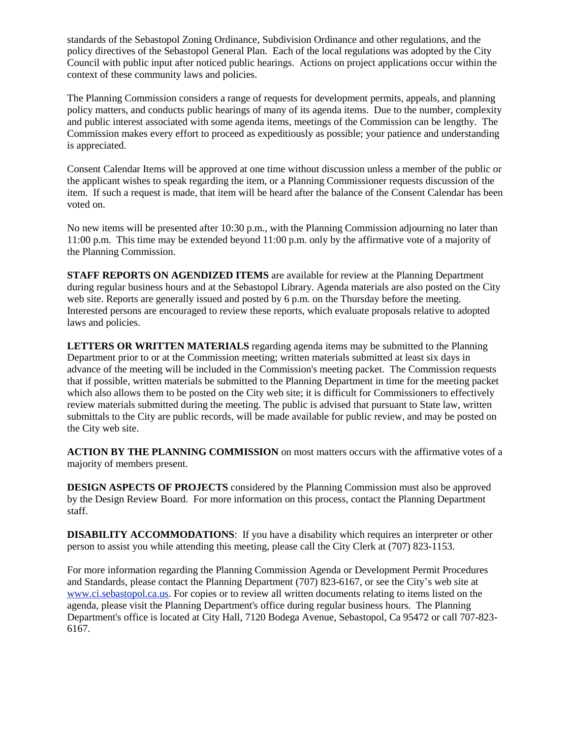standards of the Sebastopol Zoning Ordinance, Subdivision Ordinance and other regulations, and the policy directives of the Sebastopol General Plan. Each of the local regulations was adopted by the City Council with public input after noticed public hearings. Actions on project applications occur within the context of these community laws and policies.

The Planning Commission considers a range of requests for development permits, appeals, and planning policy matters, and conducts public hearings of many of its agenda items. Due to the number, complexity and public interest associated with some agenda items, meetings of the Commission can be lengthy. The Commission makes every effort to proceed as expeditiously as possible; your patience and understanding is appreciated.

Consent Calendar Items will be approved at one time without discussion unless a member of the public or the applicant wishes to speak regarding the item, or a Planning Commissioner requests discussion of the item. If such a request is made, that item will be heard after the balance of the Consent Calendar has been voted on.

No new items will be presented after 10:30 p.m., with the Planning Commission adjourning no later than 11:00 p.m. This time may be extended beyond 11:00 p.m. only by the affirmative vote of a majority of the Planning Commission.

**STAFF REPORTS ON AGENDIZED ITEMS** are available for review at the Planning Department during regular business hours and at the Sebastopol Library. Agenda materials are also posted on the City web site. Reports are generally issued and posted by 6 p.m. on the Thursday before the meeting. Interested persons are encouraged to review these reports, which evaluate proposals relative to adopted laws and policies.

**LETTERS OR WRITTEN MATERIALS** regarding agenda items may be submitted to the Planning Department prior to or at the Commission meeting; written materials submitted at least six days in advance of the meeting will be included in the Commission's meeting packet. The Commission requests that if possible, written materials be submitted to the Planning Department in time for the meeting packet which also allows them to be posted on the City web site; it is difficult for Commissioners to effectively review materials submitted during the meeting. The public is advised that pursuant to State law, written submittals to the City are public records, will be made available for public review, and may be posted on the City web site.

**ACTION BY THE PLANNING COMMISSION** on most matters occurs with the affirmative votes of a majority of members present.

**DESIGN ASPECTS OF PROJECTS** considered by the Planning Commission must also be approved by the Design Review Board. For more information on this process, contact the Planning Department staff.

**DISABILITY ACCOMMODATIONS**: If you have a disability which requires an interpreter or other person to assist you while attending this meeting, please call the City Clerk at (707) 823-1153.

For more information regarding the Planning Commission Agenda or Development Permit Procedures and Standards, please contact the Planning Department (707) 823-6167, or see the City's web site at [www.ci.sebastopol.ca.us](http://www.ci.sebastopol.ca.us). For copies or to review all written documents relating to items listed on the agenda, please visit the Planning Department's office during regular business hours. The Planning Department's office is located at City Hall, 7120 Bodega Avenue, Sebastopol, Ca 95472 or call 707-823-6167.